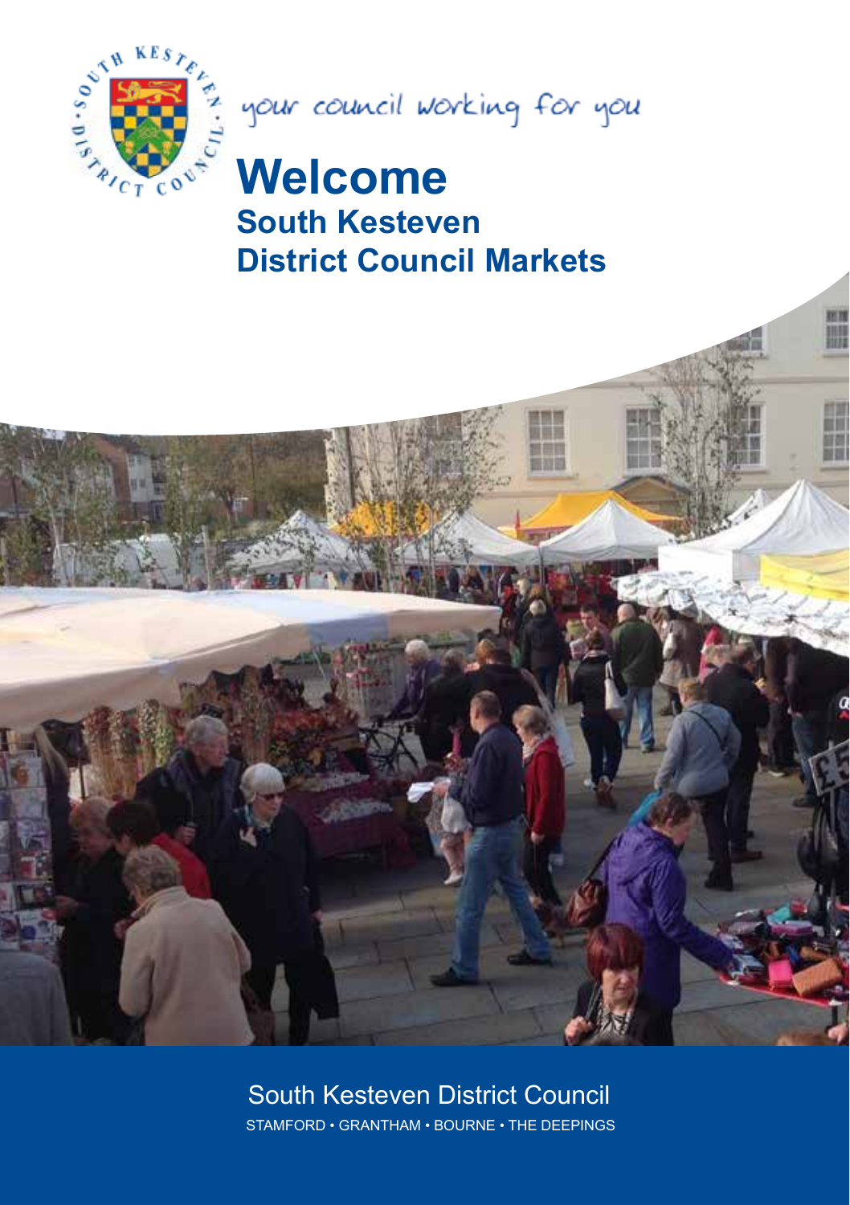your council working for you

# Welcome

## South Kesteven District Council Markets

South Kesteven District Council

STAMFORD • GRANTHAM • BOURNE • THE DEEPINGS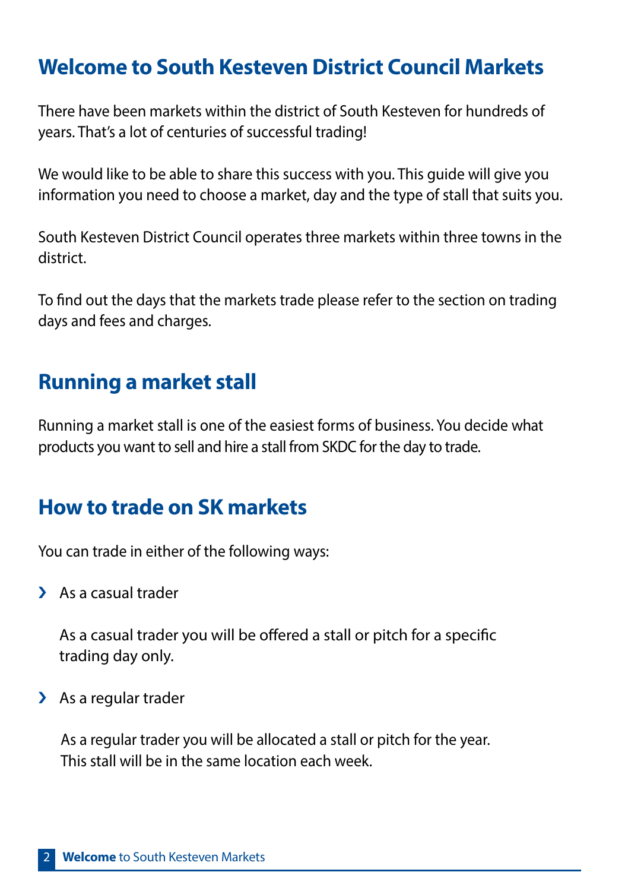## Welcome to South Kesteven District Council Markets

There have been markets within the district of South Kesteven for hundreds of years. That's a lot of centuries of successful trading!

We would like to be able to share this success with you. This guide will give you information you need to choose a market, day and the type of stall that suits you.

South Kesteven District Council operates three markets within three towns in the district.

To find out the days that the markets trade please refer to the section on trading days and fees and charges.

## Running a market stall

Running a market stall is one of the easiest forms of business. You decide what products you want to sell and hire a stall from SKDC for the day to trade.

## How to trade on SK markets

You can trade in either of the following ways:

- As a casual trader

  As a casual trader you will be offered a stall or pitch for a specific trading day only.

- As a regular trader

  As a regular trader you will be allocated a stall or pitch for the year. This stall will be in the same location each week.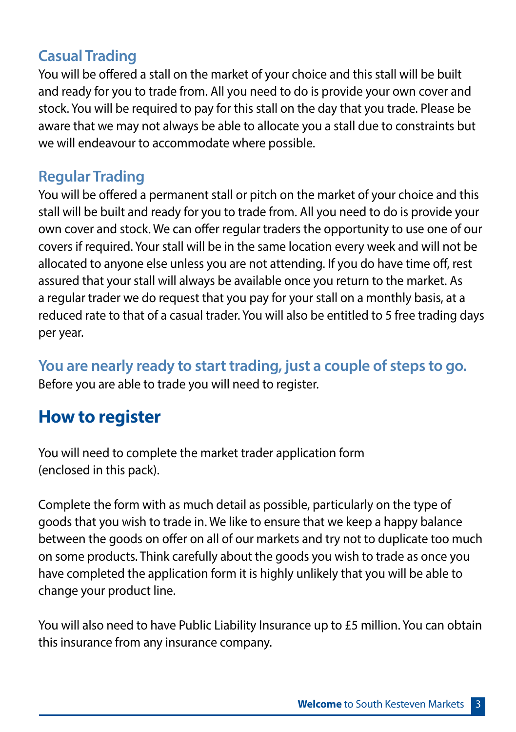### Casual Trading

You will be offered a stall on the market of your choice and this stall will be built and ready for you to trade from. All you need to do is provide your own cover and stock. You will be required to pay for this stall on the day that you trade. Please be aware that we may not always be able to allocate you a stall due to constraints but we will endeavour to accommodate where possible.

### Regular Trading

You will be offered a permanent stall or pitch on the market of your choice and this stall will be built and ready for you to trade from. All you need to do is provide your own cover and stock. We can offer regular traders the opportunity to use one of our covers if required. Your stall will be in the same location every week and will not be allocated to anyone else unless you are not attending. If you do have time off, rest assured that your stall will always be available once you return to the market. As a regular trader we do request that you pay for your stall on a monthly basis, at a reduced rate to that of a casual trader. You will also be entitled to 5 free trading days per year.

### You are nearly ready to start trading, just a couple of steps to go.

Before you are able to trade you will need to register.

## How to register

You will need to complete the market trader application form (enclosed in this pack).

Complete the form with as much detail as possible, particularly on the type of goods that you wish to trade in. We like to ensure that we keep a happy balance between the goods on offer on all of our markets and try not to duplicate too much on some products. Think carefully about the goods you wish to trade as once you have completed the application form it is highly unlikely that you will be able to change your product line.

You will also need to have Public Liability Insurance up to £5 million. You can obtain this insurance from any insurance company.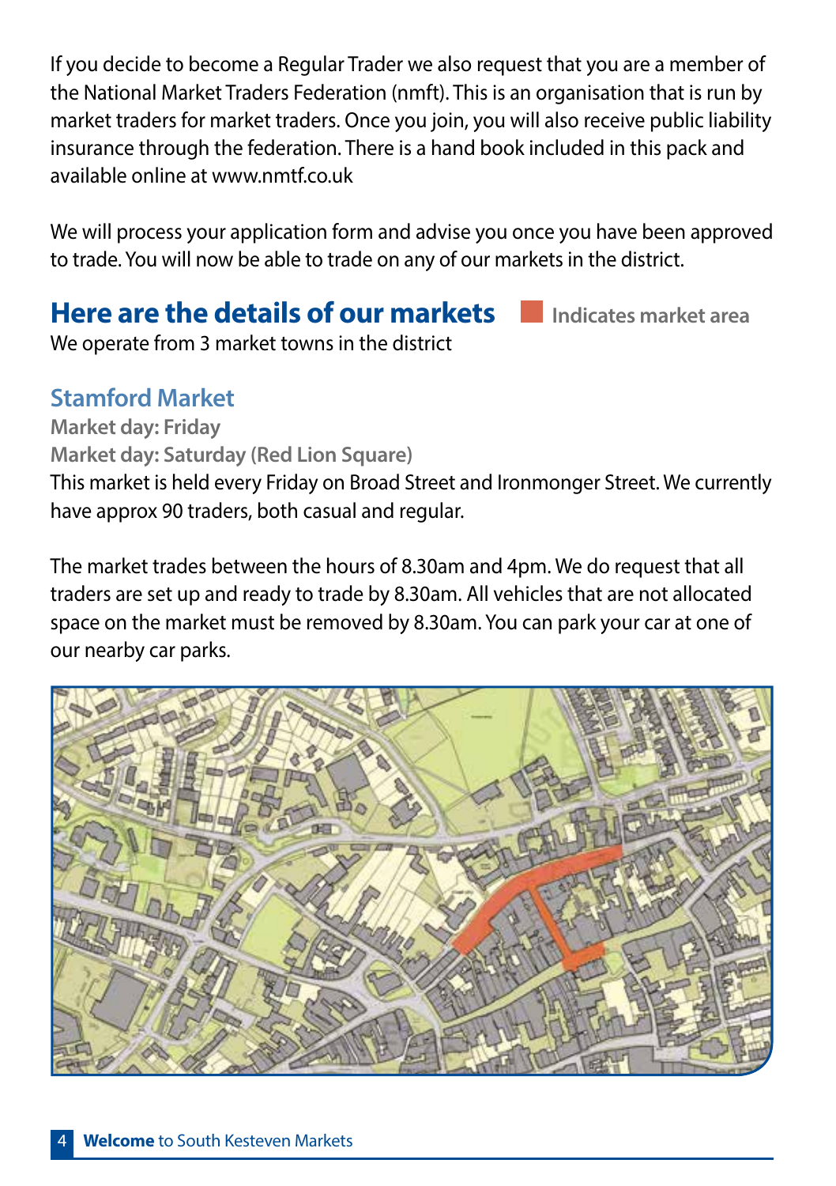If you decide to become a Regular Trader we also request that you are a member of the National Market Traders Federation (nmft). This is an organisation that is run by market traders for market traders. Once you join, you will also receive public liability insurance through the federation. There is a hand book included in this pack and available online at www.nmtf.co.uk

We will process your application form and advise you once you have been approved to trade. You will now be able to trade on any of our markets in the district.

## Here are the details of our markets

Indicates market area

We operate from 3 market towns in the district

### Stamford Market

**Market day: Friday**

**Market day: Saturday (Red Lion Square)**

This market is held every Friday on Broad Street and Ironmonger Street. We currently have approx 90 traders, both casual and regular.

The market trades between the hours of 8.30am and 4pm. We do request that all traders are set up and ready to trade by 8.30am. All vehicles that are not allocated space on the market must be removed by 8.30am. You can park your car at one of our nearby car parks.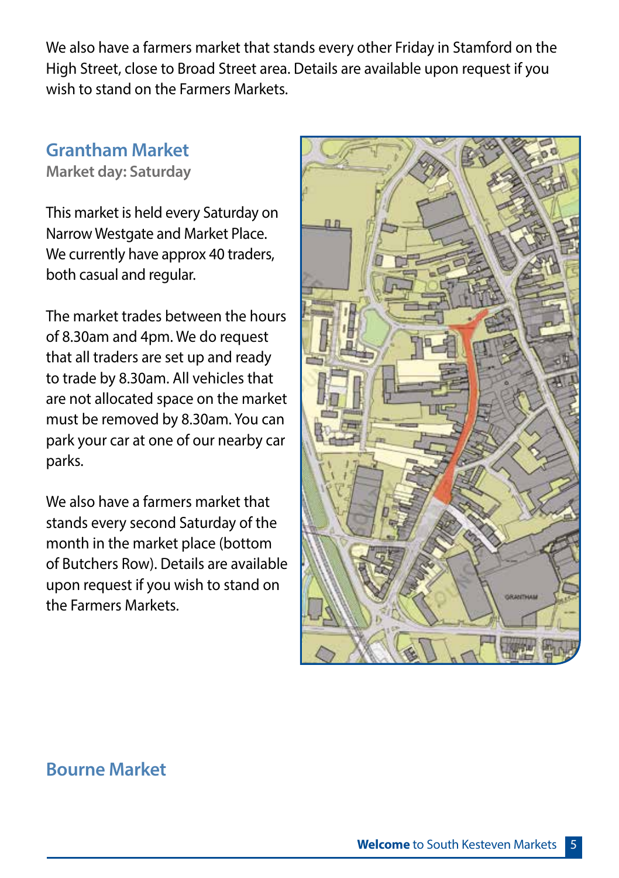We also have a farmers market that stands every other Friday in Stamford on the High Street, close to Broad Street area. Details are available upon request if you wish to stand on the Farmers Markets.

## Grantham Market

**Market day: Saturday**

This market is held every Saturday on Narrow Westgate and Market Place. We currently have approx 40 traders, both casual and regular.

The market trades between the hours of 8.30am and 4pm. We do request that all traders are set up and ready to trade by 8.30am. All vehicles that are not allocated space on the market must be removed by 8.30am. You can park your car at one of our nearby car parks.

We also have a farmers market that stands every second Saturday of the month in the market place (bottom of Butchers Row). Details are available upon request if you wish to stand on the Farmers Markets.

## Bourne Market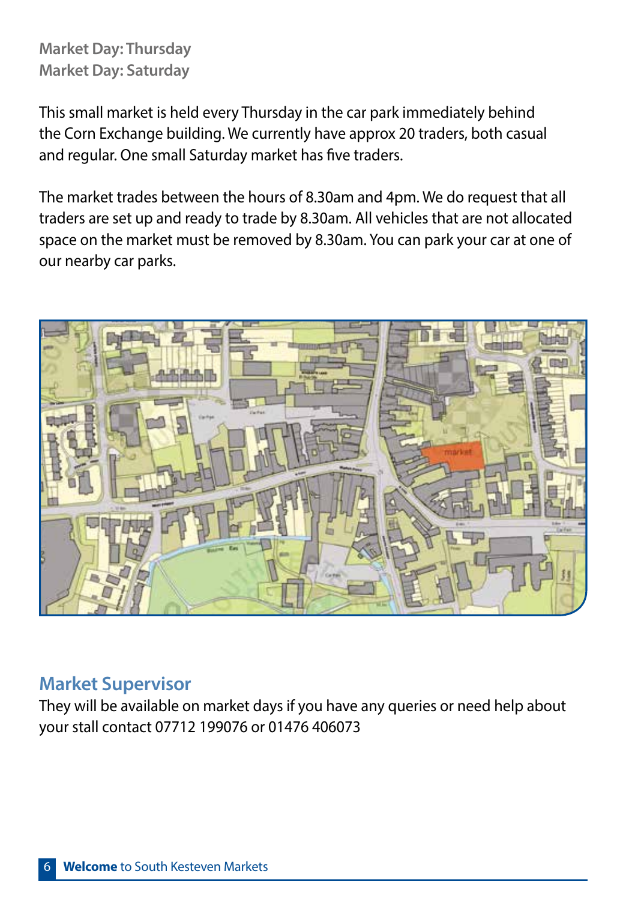**Market Day: Thursday**
**Market Day: Saturday**

This small market is held every Thursday in the car park immediately behind the Corn Exchange building. We currently have approx 20 traders, both casual and regular. One small Saturday market has five traders.

The market trades between the hours of 8.30am and 4pm. We do request that all traders are set up and ready to trade by 8.30am. All vehicles that are not allocated space on the market must be removed by 8.30am. You can park your car at one of our nearby car parks.

## Market Supervisor

They will be available on market days if you have any queries or need help about your stall contact 07712 199076 or 01476 406073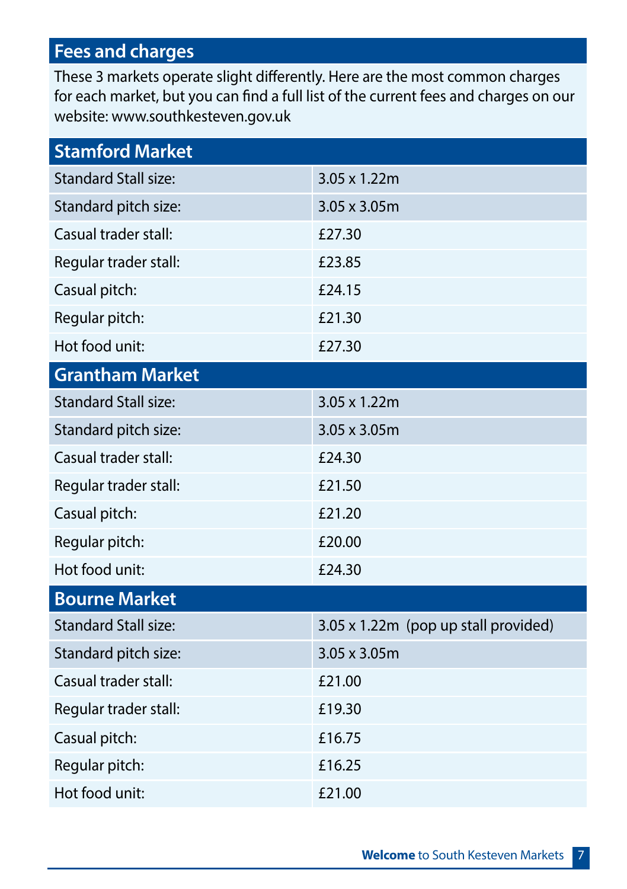## Fees and charges

These 3 markets operate slight differently. Here are the most common charges for each market, but you can find a full list of the current fees and charges on our website: www.southkesteven.gov.uk

### Stamford Market

| | |
|---|---|
| Standard Stall size: | 3.05 x 1.22m |
| Standard pitch size: | 3.05 x 3.05m |
| Casual trader stall: | £27.30 |
| Regular trader stall: | £23.85 |
| Casual pitch: | £24.15 |
| Regular pitch: | £21.30 |
| Hot food unit: | £27.30 |

### Grantham Market

| | |
|---|---|
| Standard Stall size: | 3.05 x 1.22m |
| Standard pitch size: | 3.05 x 3.05m |
| Casual trader stall: | £24.30 |
| Regular trader stall: | £21.50 |
| Casual pitch: | £21.20 |
| Regular pitch: | £20.00 |
| Hot food unit: | £24.30 |

### Bourne Market

| | |
|---|---|
| Standard Stall size: | 3.05 x 1.22m (pop up stall provided) |
| Standard pitch size: | 3.05 x 3.05m |
| Casual trader stall: | £21.00 |
| Regular trader stall: | £19.30 |
| Casual pitch: | £16.75 |
| Regular pitch: | £16.25 |
| Hot food unit: | £21.00 |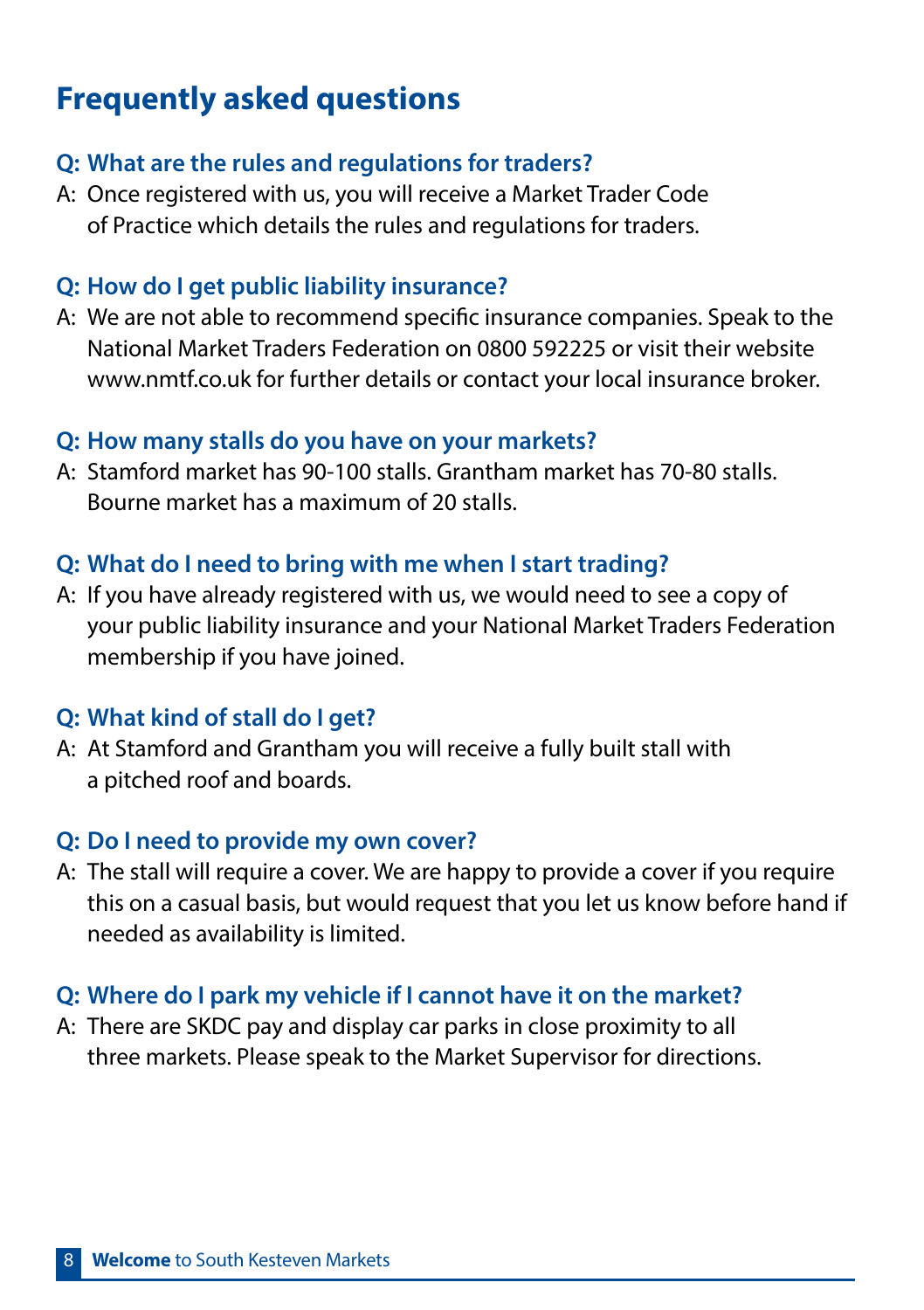# Frequently asked questions

### Q: What are the rules and regulations for traders?

A: Once registered with us, you will receive a Market Trader Code of Practice which details the rules and regulations for traders.

### Q: How do I get public liability insurance?

A: We are not able to recommend specific insurance companies. Speak to the National Market Traders Federation on 0800 592225 or visit their website www.nmtf.co.uk for further details or contact your local insurance broker.

### Q: How many stalls do you have on your markets?

A: Stamford market has 90-100 stalls. Grantham market has 70-80 stalls. Bourne market has a maximum of 20 stalls.

### Q: What do I need to bring with me when I start trading?

A: If you have already registered with us, we would need to see a copy of your public liability insurance and your National Market Traders Federation membership if you have joined.

### Q: What kind of stall do I get?

A: At Stamford and Grantham you will receive a fully built stall with a pitched roof and boards.

### Q: Do I need to provide my own cover?

A: The stall will require a cover. We are happy to provide a cover if you require this on a casual basis, but would request that you let us know before hand if needed as availability is limited.

### Q: Where do I park my vehicle if I cannot have it on the market?

A: There are SKDC pay and display car parks in close proximity to all three markets. Please speak to the Market Supervisor for directions.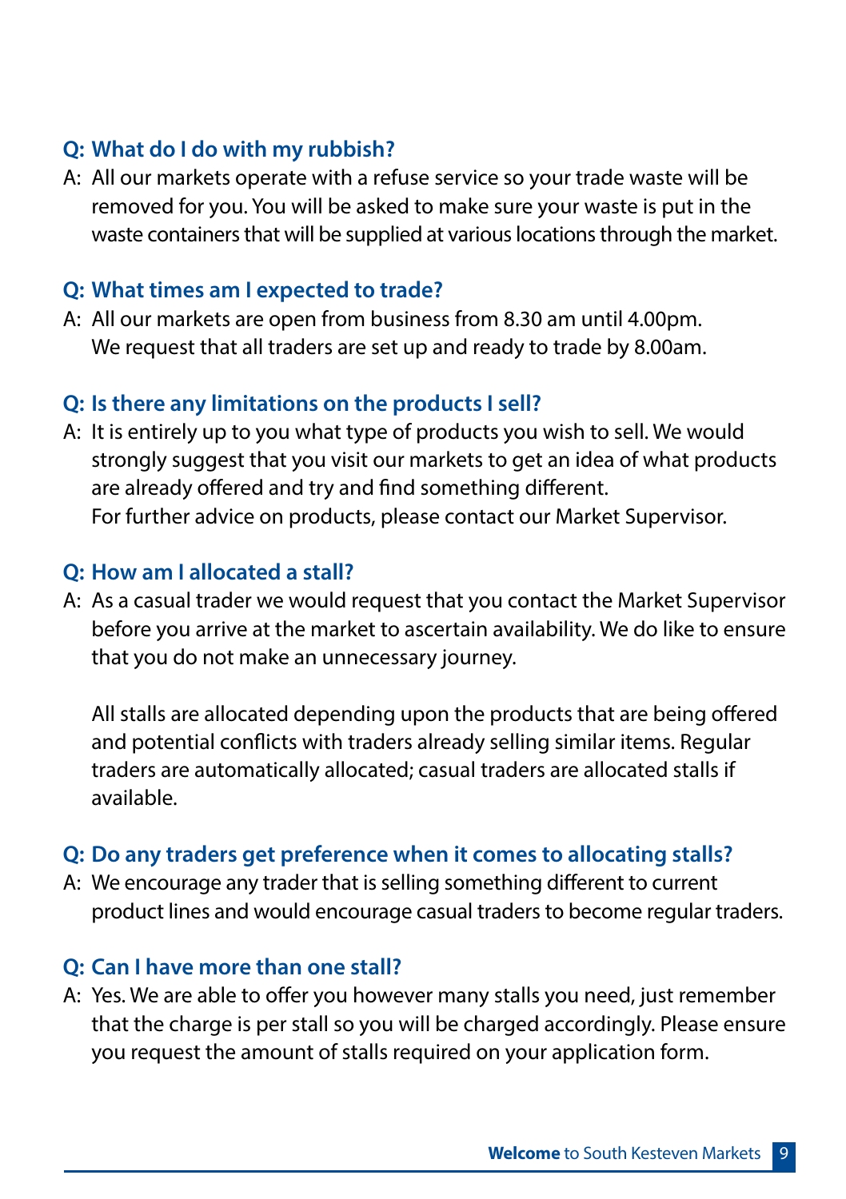**Q: What do I do with my rubbish?**

A: All our markets operate with a refuse service so your trade waste will be removed for you. You will be asked to make sure your waste is put in the waste containers that will be supplied at various locations through the market.

**Q: What times am I expected to trade?**

A: All our markets are open from business from 8.30 am until 4.00pm. We request that all traders are set up and ready to trade by 8.00am.

**Q: Is there any limitations on the products I sell?**

A: It is entirely up to you what type of products you wish to sell. We would strongly suggest that you visit our markets to get an idea of what products are already offered and try and find something different. For further advice on products, please contact our Market Supervisor.

**Q: How am I allocated a stall?**

A: As a casual trader we would request that you contact the Market Supervisor before you arrive at the market to ascertain availability. We do like to ensure that you do not make an unnecessary journey.

All stalls are allocated depending upon the products that are being offered and potential conflicts with traders already selling similar items. Regular traders are automatically allocated; casual traders are allocated stalls if available.

**Q: Do any traders get preference when it comes to allocating stalls?**

A: We encourage any trader that is selling something different to current product lines and would encourage casual traders to become regular traders.

**Q: Can I have more than one stall?**

A: Yes. We are able to offer you however many stalls you need, just remember that the charge is per stall so you will be charged accordingly. Please ensure you request the amount of stalls required on your application form.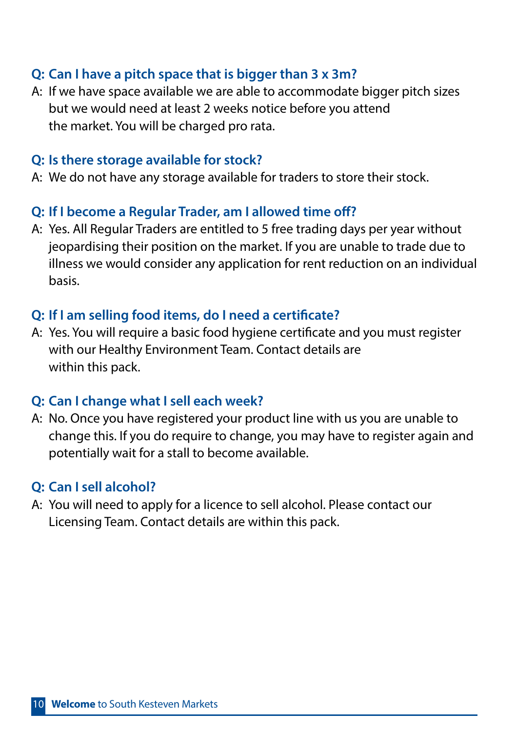**Q: Can I have a pitch space that is bigger than 3 x 3m?**

A: If we have space available we are able to accommodate bigger pitch sizes but we would need at least 2 weeks notice before you attend the market. You will be charged pro rata.

**Q: Is there storage available for stock?**

A: We do not have any storage available for traders to store their stock.

**Q: If I become a Regular Trader, am I allowed time off?**

A: Yes. All Regular Traders are entitled to 5 free trading days per year without jeopardising their position on the market. If you are unable to trade due to illness we would consider any application for rent reduction on an individual basis.

**Q: If I am selling food items, do I need a certificate?**

A: Yes. You will require a basic food hygiene certificate and you must register with our Healthy Environment Team. Contact details are within this pack.

**Q: Can I change what I sell each week?**

A: No. Once you have registered your product line with us you are unable to change this. If you do require to change, you may have to register again and potentially wait for a stall to become available.

**Q: Can I sell alcohol?**

A: You will need to apply for a licence to sell alcohol. Please contact our Licensing Team. Contact details are within this pack.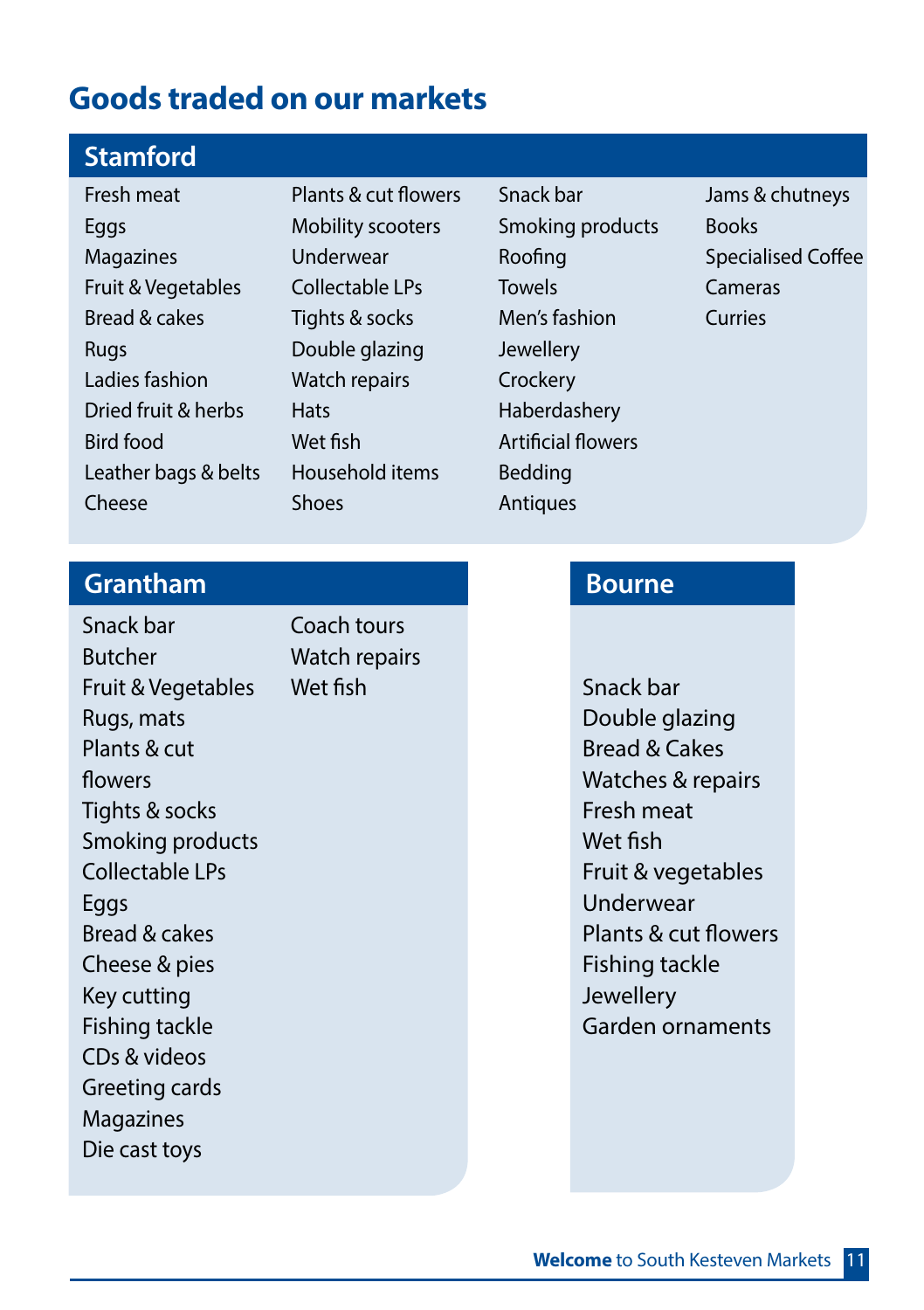# Goods traded on our markets

## Stamford

- Fresh meat
- Eggs
- Magazines
- Fruit & Vegetables
- Bread & cakes
- Rugs
- Ladies fashion
- Dried fruit & herbs
- Bird food
- Leather bags & belts
- Cheese
- Plants & cut flowers
- Mobility scooters
- Underwear
- Collectable LPs
- Tights & socks
- Double glazing
- Watch repairs
- Hats
- Wet fish
- Household items
- Shoes
- Snack bar
- Smoking products
- Roofing
- Towels
- Men's fashion
- Jewellery
- Crockery
- Haberdashery
- Artificial flowers
- Bedding
- Antiques
- Jams & chutneys
- Books
- Specialised Coffee
- Cameras
- Curries

## Grantham

- Snack bar
- Butcher
- Fruit & Vegetables
- Rugs, mats
- Plants & cut flowers
- Tights & socks
- Smoking products
- Collectable LPs
- Eggs
- Bread & cakes
- Cheese & pies
- Key cutting
- Fishing tackle
- CDs & videos
- Greeting cards
- Magazines
- Die cast toys
- Coach tours
- Watch repairs
- Wet fish

## Bourne

- Snack bar
- Double glazing
- Bread & Cakes
- Watches & repairs
- Fresh meat
- Wet fish
- Fruit & vegetables
- Underwear
- Plants & cut flowers
- Fishing tackle
- Jewellery
- Garden ornaments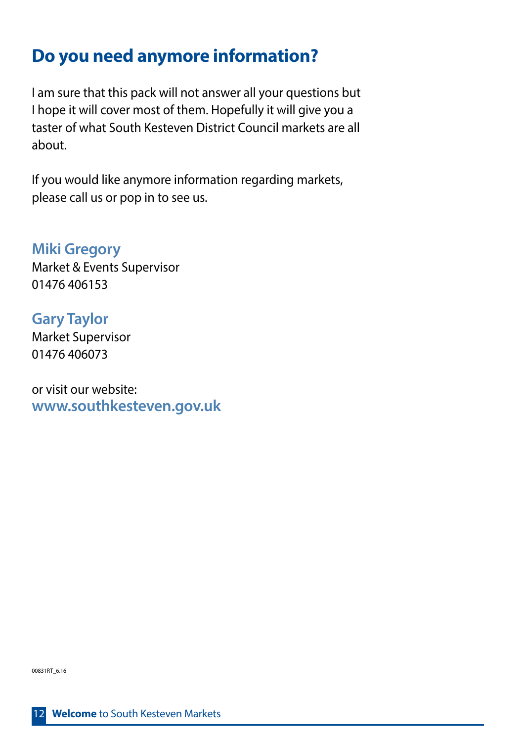## Do you need anymore information?

I am sure that this pack will not answer all your questions but I hope it will cover most of them. Hopefully it will give you a taster of what South Kesteven District Council markets are all about.

If you would like anymore information regarding markets, please call us or pop in to see us.

### Miki Gregory

Market & Events Supervisor
01476 406153

### Gary Taylor

Market Supervisor
01476 406073

or visit our website:
**www.southkesteven.gov.uk**

00831RT_6.16